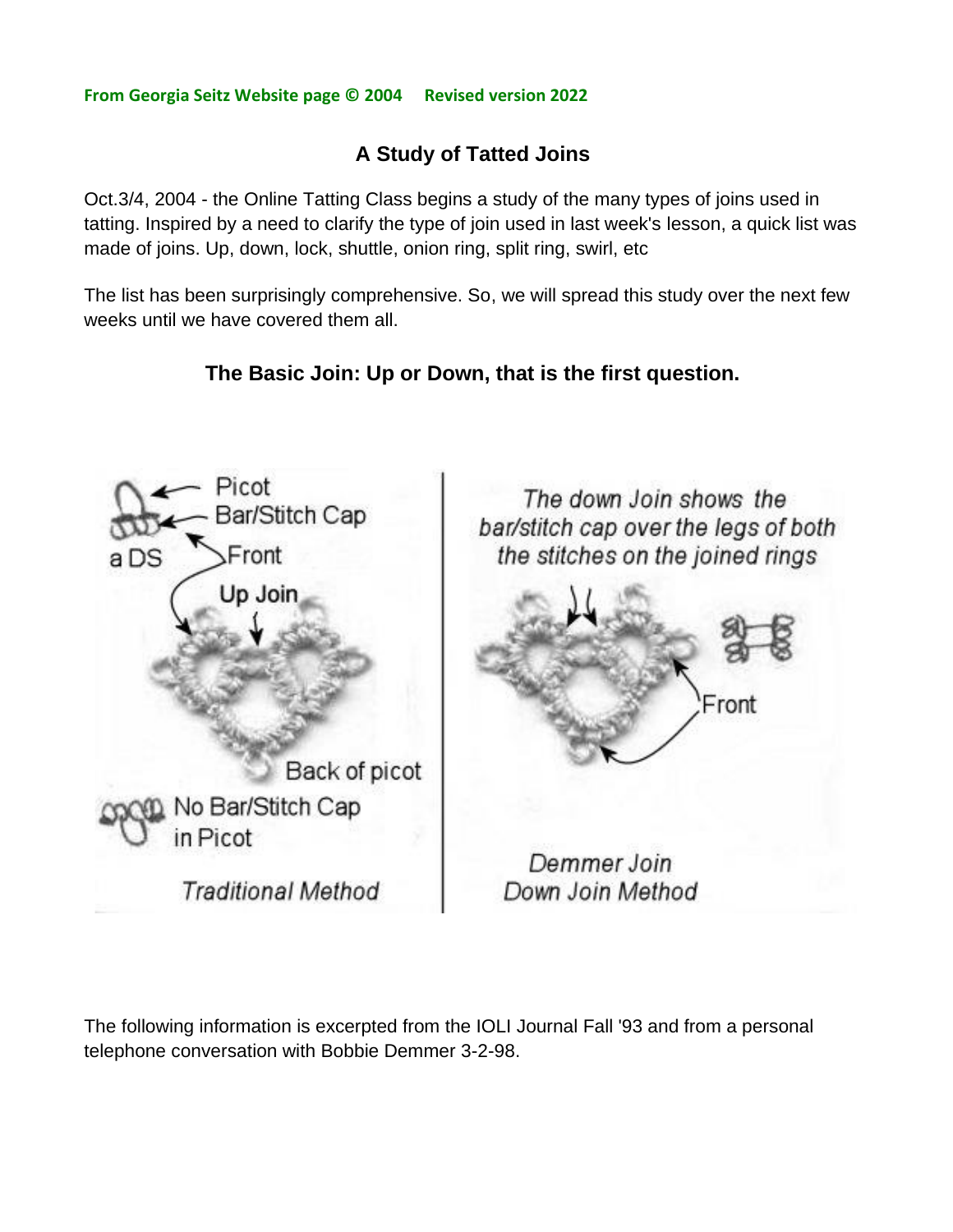**From Georgia Seitz Website page © 2004 Revised version 2022**

## A Study of Tatted Joins

Oct.3/4, 2004 - the Online Tatting Class begins a study of the many types of joins used in tatting. Inspired by a need to clarify the type of join used in last week's lesson, a quick list was made of joins. Up, down, lock, shuttle, onion ring, split ring, swirl, etc

The list has been surprisingly comprehensive. So, we will spread this study over the next few weeks until we have covered them all.

### The Basic Join: Up or Down, that is the first question.

Picot
Bar/Stitch Cap
a DS
Front
Up Join
Back of picot
No Bar/Stitch Cap in Picot

*Traditional Method*

*The down Join shows the bar/stitch cap over the legs of both the stitches on the joined rings*

Front

*Demmer Join*
*Down Join Method*

The following information is excerpted from the IOLI Journal Fall '93 and from a personal telephone conversation with Bobbie Demmer 3-2-98.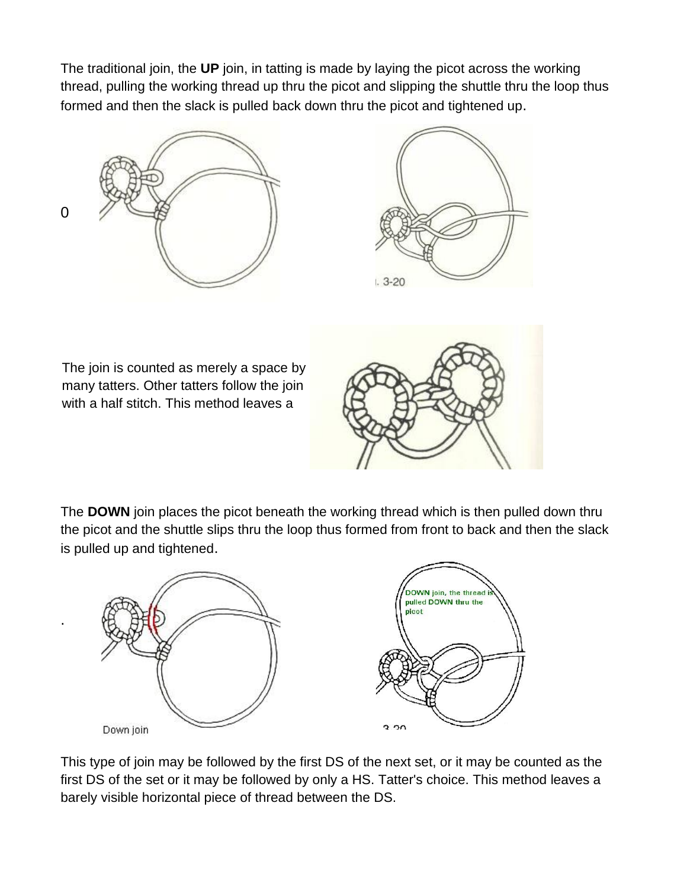The traditional join, the **UP** join, in tatting is made by laying the picot across the working thread, pulling the working thread up thru the picot and slipping the shuttle thru the loop thus formed and then the slack is pulled back down thru the picot and tightened up.

0

. 3-20

The join is counted as merely a space by many tatters. Other tatters follow the join with a half stitch. This method leaves a

The **DOWN** join places the picot beneath the working thread which is then pulled down thru the picot and the shuttle slips thru the loop thus formed from front to back and then the slack is pulled up and tightened.

.

Down join

DOWN join, the thread is pulled DOWN thru the picot

3-20

This type of join may be followed by the first DS of the next set, or it may be counted as the first DS of the set or it may be followed by only a HS. Tatter's choice. This method leaves a barely visible horizontal piece of thread between the DS.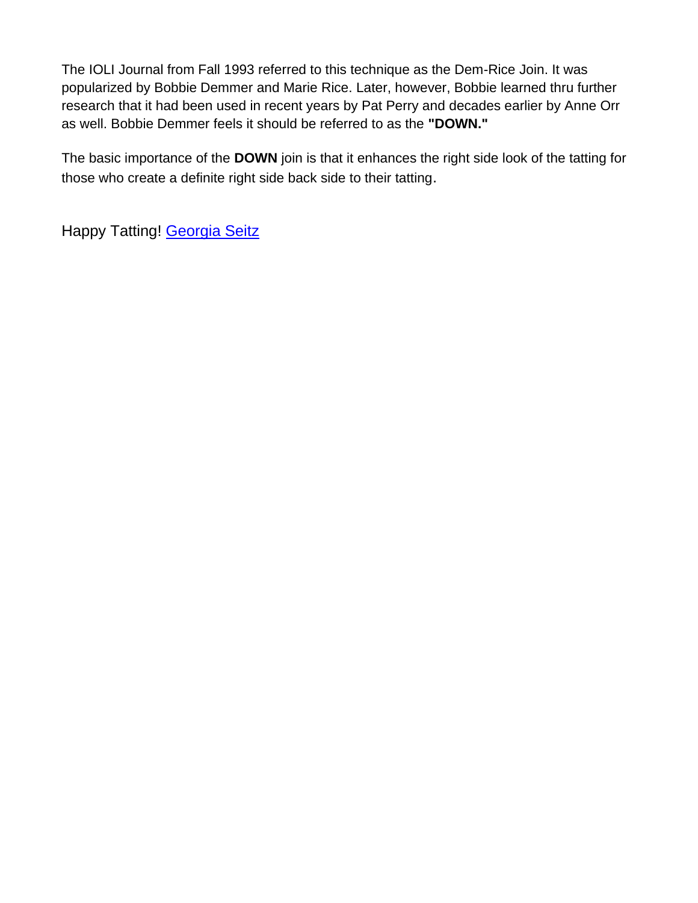The IOLI Journal from Fall 1993 referred to this technique as the Dem-Rice Join. It was popularized by Bobbie Demmer and Marie Rice. Later, however, Bobbie learned thru further research that it had been used in recent years by Pat Perry and decades earlier by Anne Orr as well. Bobbie Demmer feels it should be referred to as the **"DOWN."**

The basic importance of the **DOWN** join is that it enhances the right side look of the tatting for those who create a definite right side back side to their tatting.

Happy Tatting! Georgia Seitz